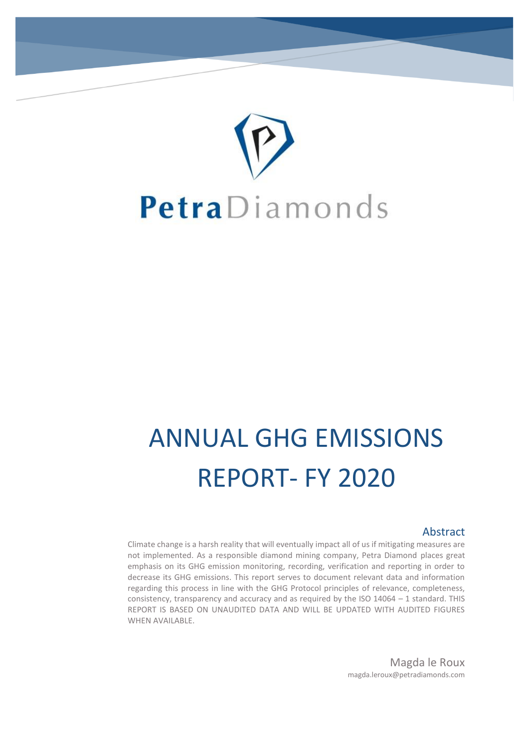PetraDiamonds

# ANNUAL GHG EMISSIONS REPORT- FY 2020

## Abstract

Climate change is a harsh reality that will eventually impact all of us if mitigating measures are not implemented. As a responsible diamond mining company, Petra Diamond places great emphasis on its GHG emission monitoring, recording, verification and reporting in order to decrease its GHG emissions. This report serves to document relevant data and information regarding this process in line with the GHG Protocol principles of relevance, completeness, consistency, transparency and accuracy and as required by the ISO 14064 – 1 standard. THIS REPORT IS BASED ON UNAUDITED DATA AND WILL BE UPDATED WITH AUDITED FIGURES WHEN AVAILABLE.

Magda le Roux
magda.leroux@petradiamonds.com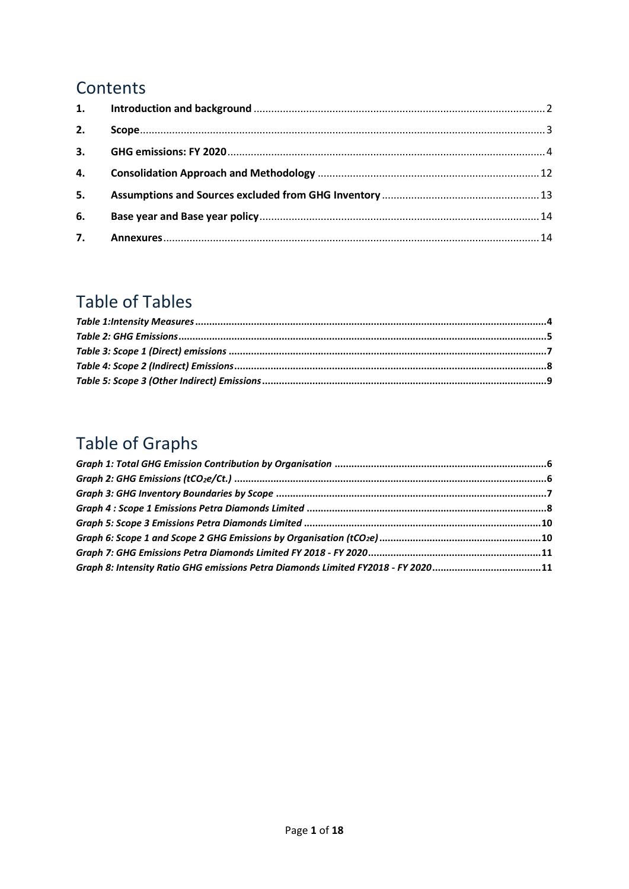# Contents

| | | |
|---|---|---|
| 1. | **Introduction and background** | 2 |
| 2. | **Scope** | 3 |
| 3. | **GHG emissions: FY 2020** | 4 |
| 4. | **Consolidation Approach and Methodology** | 12 |
| 5. | **Assumptions and Sources excluded from GHG Inventory** | 13 |
| 6. | **Base year and Base year policy** | 14 |
| 7. | **Annexures** | 14 |

# Table of Tables

***Table 1:Intensity Measures*** ... **4**
***Table 2: GHG Emissions*** ... **5**
***Table 3: Scope 1 (Direct) emissions*** ... **7**
***Table 4: Scope 2 (Indirect) Emissions*** ... **8**
***Table 5: Scope 3 (Other Indirect) Emissions*** ... **9**

# Table of Graphs

***Graph 1: Total GHG Emission Contribution by Organisation*** ... **6**
***Graph 2: GHG Emissions (t$CO_2$e/Ct.)*** ... **6**
***Graph 3: GHG Inventory Boundaries by Scope*** ... **7**
***Graph 4 : Scope 1 Emissions Petra Diamonds Limited*** ... **8**
***Graph 5: Scope 3 Emissions Petra Diamonds Limited*** ... **10**
***Graph 6: Scope 1 and Scope 2 GHG Emissions by Organisation (t$CO_2$e)*** ... **10**
***Graph 7: GHG Emissions Petra Diamonds Limited FY 2018 - FY 2020*** ... **11**
***Graph 8: Intensity Ratio GHG emissions Petra Diamonds Limited FY2018 - FY 2020*** ... **11**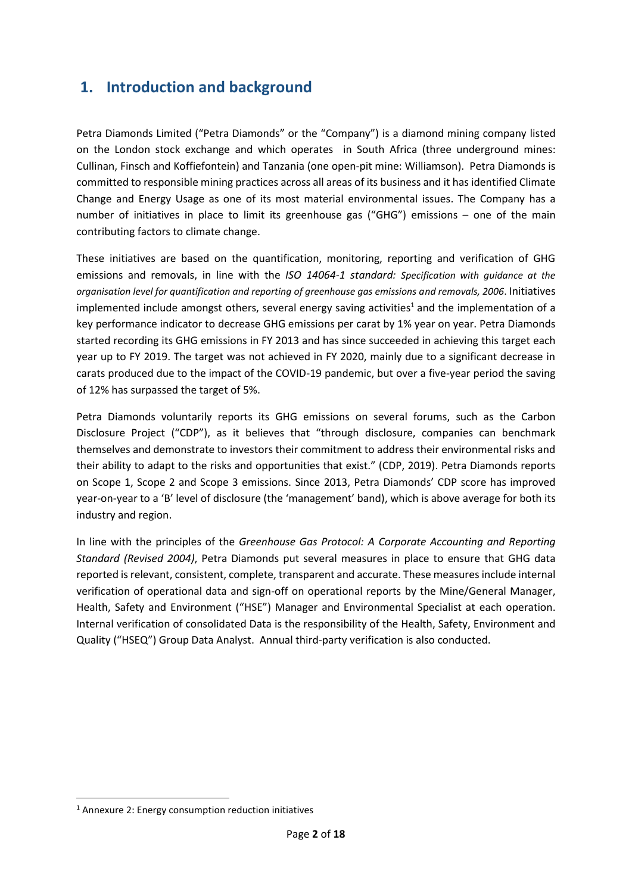## 1. Introduction and background

Petra Diamonds Limited ("Petra Diamonds" or the "Company") is a diamond mining company listed on the London stock exchange and which operates in South Africa (three underground mines: Cullinan, Finsch and Koffiefontein) and Tanzania (one open-pit mine: Williamson). Petra Diamonds is committed to responsible mining practices across all areas of its business and it has identified Climate Change and Energy Usage as one of its most material environmental issues. The Company has a number of initiatives in place to limit its greenhouse gas ("GHG") emissions – one of the main contributing factors to climate change.

These initiatives are based on the quantification, monitoring, reporting and verification of GHG emissions and removals, in line with the *ISO 14064-1 standard: Specification with guidance at the organisation level for quantification and reporting of greenhouse gas emissions and removals, 2006*. Initiatives implemented include amongst others, several energy saving activities[1] and the implementation of a key performance indicator to decrease GHG emissions per carat by 1% year on year. Petra Diamonds started recording its GHG emissions in FY 2013 and has since succeeded in achieving this target each year up to FY 2019. The target was not achieved in FY 2020, mainly due to a significant decrease in carats produced due to the impact of the COVID-19 pandemic, but over a five-year period the saving of 12% has surpassed the target of 5%.

Petra Diamonds voluntarily reports its GHG emissions on several forums, such as the Carbon Disclosure Project ("CDP"), as it believes that "through disclosure, companies can benchmark themselves and demonstrate to investors their commitment to address their environmental risks and their ability to adapt to the risks and opportunities that exist." (CDP, 2019). Petra Diamonds reports on Scope 1, Scope 2 and Scope 3 emissions. Since 2013, Petra Diamonds' CDP score has improved year-on-year to a 'B' level of disclosure (the 'management' band), which is above average for both its industry and region.

In line with the principles of the *Greenhouse Gas Protocol: A Corporate Accounting and Reporting Standard (Revised 2004)*, Petra Diamonds put several measures in place to ensure that GHG data reported is relevant, consistent, complete, transparent and accurate. These measures include internal verification of operational data and sign-off on operational reports by the Mine/General Manager, Health, Safety and Environment ("HSE") Manager and Environmental Specialist at each operation. Internal verification of consolidated Data is the responsibility of the Health, Safety, Environment and Quality ("HSEQ") Group Data Analyst. Annual third-party verification is also conducted.

[1] Annexure 2: Energy consumption reduction initiatives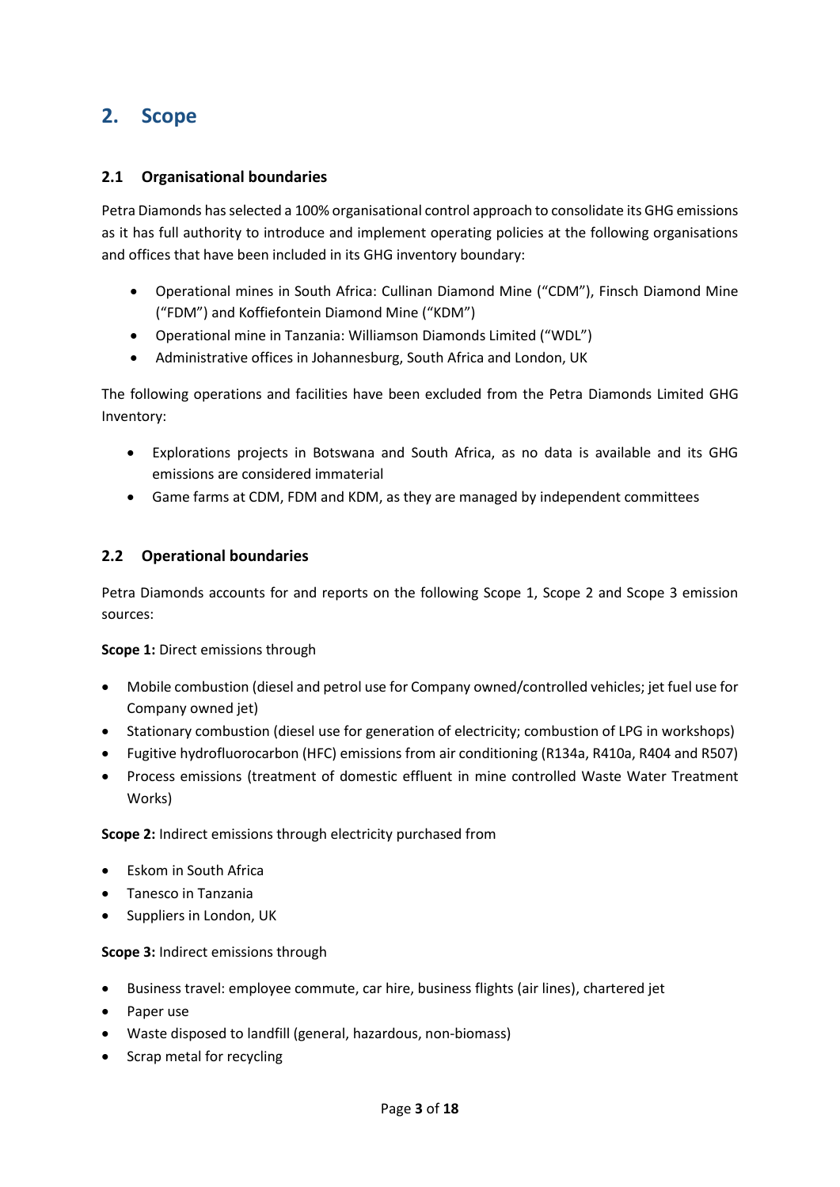## 2. Scope

### 2.1 Organisational boundaries

Petra Diamonds has selected a 100% organisational control approach to consolidate its GHG emissions as it has full authority to introduce and implement operating policies at the following organisations and offices that have been included in its GHG inventory boundary:

- Operational mines in South Africa: Cullinan Diamond Mine ("CDM"), Finsch Diamond Mine ("FDM") and Koffiefontein Diamond Mine ("KDM")
- Operational mine in Tanzania: Williamson Diamonds Limited ("WDL")
- Administrative offices in Johannesburg, South Africa and London, UK

The following operations and facilities have been excluded from the Petra Diamonds Limited GHG Inventory:

- Explorations projects in Botswana and South Africa, as no data is available and its GHG emissions are considered immaterial
- Game farms at CDM, FDM and KDM, as they are managed by independent committees

### 2.2 Operational boundaries

Petra Diamonds accounts for and reports on the following Scope 1, Scope 2 and Scope 3 emission sources:

**Scope 1:** Direct emissions through

- Mobile combustion (diesel and petrol use for Company owned/controlled vehicles; jet fuel use for Company owned jet)
- Stationary combustion (diesel use for generation of electricity; combustion of LPG in workshops)
- Fugitive hydrofluorocarbon (HFC) emissions from air conditioning (R134a, R410a, R404 and R507)
- Process emissions (treatment of domestic effluent in mine controlled Waste Water Treatment Works)

**Scope 2:** Indirect emissions through electricity purchased from

- Eskom in South Africa
- Tanesco in Tanzania
- Suppliers in London, UK

**Scope 3:** Indirect emissions through

- Business travel: employee commute, car hire, business flights (air lines), chartered jet
- Paper use
- Waste disposed to landfill (general, hazardous, non-biomass)
- Scrap metal for recycling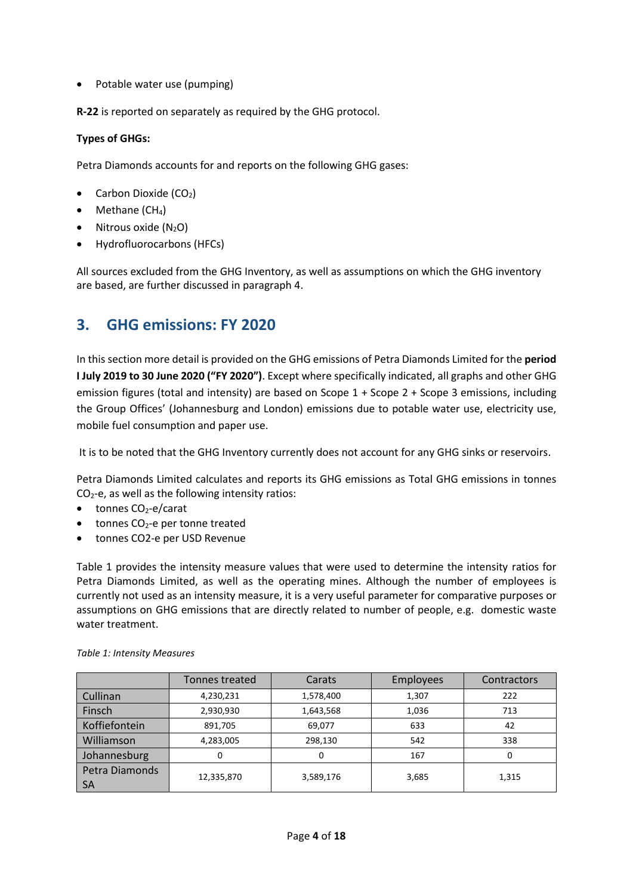- Potable water use (pumping)

**R-22** is reported on separately as required by the GHG protocol.

**Types of GHGs:**

Petra Diamonds accounts for and reports on the following GHG gases:

- Carbon Dioxide ($CO_2$)
- Methane ($CH_4$)
- Nitrous oxide ($N_2O$)
- Hydrofluorocarbons (HFCs)

All sources excluded from the GHG Inventory, as well as assumptions on which the GHG inventory are based, are further discussed in paragraph 4.

## 3. GHG emissions: FY 2020

In this section more detail is provided on the GHG emissions of Petra Diamonds Limited for the **period I July 2019 to 30 June 2020 ("FY 2020")**. Except where specifically indicated, all graphs and other GHG emission figures (total and intensity) are based on Scope 1 + Scope 2 + Scope 3 emissions, including the Group Offices' (Johannesburg and London) emissions due to potable water use, electricity use, mobile fuel consumption and paper use.

It is to be noted that the GHG Inventory currently does not account for any GHG sinks or reservoirs.

Petra Diamonds Limited calculates and reports its GHG emissions as Total GHG emissions in tonnes $CO_2$-e, as well as the following intensity ratios:

- tonnes $CO_2$-e/carat
- tonnes $CO_2$-e per tonne treated
- tonnes CO2-e per USD Revenue

Table 1 provides the intensity measure values that were used to determine the intensity ratios for Petra Diamonds Limited, as well as the operating mines. Although the number of employees is currently not used as an intensity measure, it is a very useful parameter for comparative purposes or assumptions on GHG emissions that are directly related to number of people, e.g. domestic waste water treatment.

*Table 1: Intensity Measures*

| | Tonnes treated | Carats | Employees | Contractors |
|---|---|---|---|---|
| Cullinan | 4,230,231 | 1,578,400 | 1,307 | 222 |
| Finsch | 2,930,930 | 1,643,568 | 1,036 | 713 |
| Koffiefontein | 891,705 | 69,077 | 633 | 42 |
| Williamson | 4,283,005 | 298,130 | 542 | 338 |
| Johannesburg | 0 | 0 | 167 | 0 |
| Petra Diamonds SA | 12,335,870 | 3,589,176 | 3,685 | 1,315 |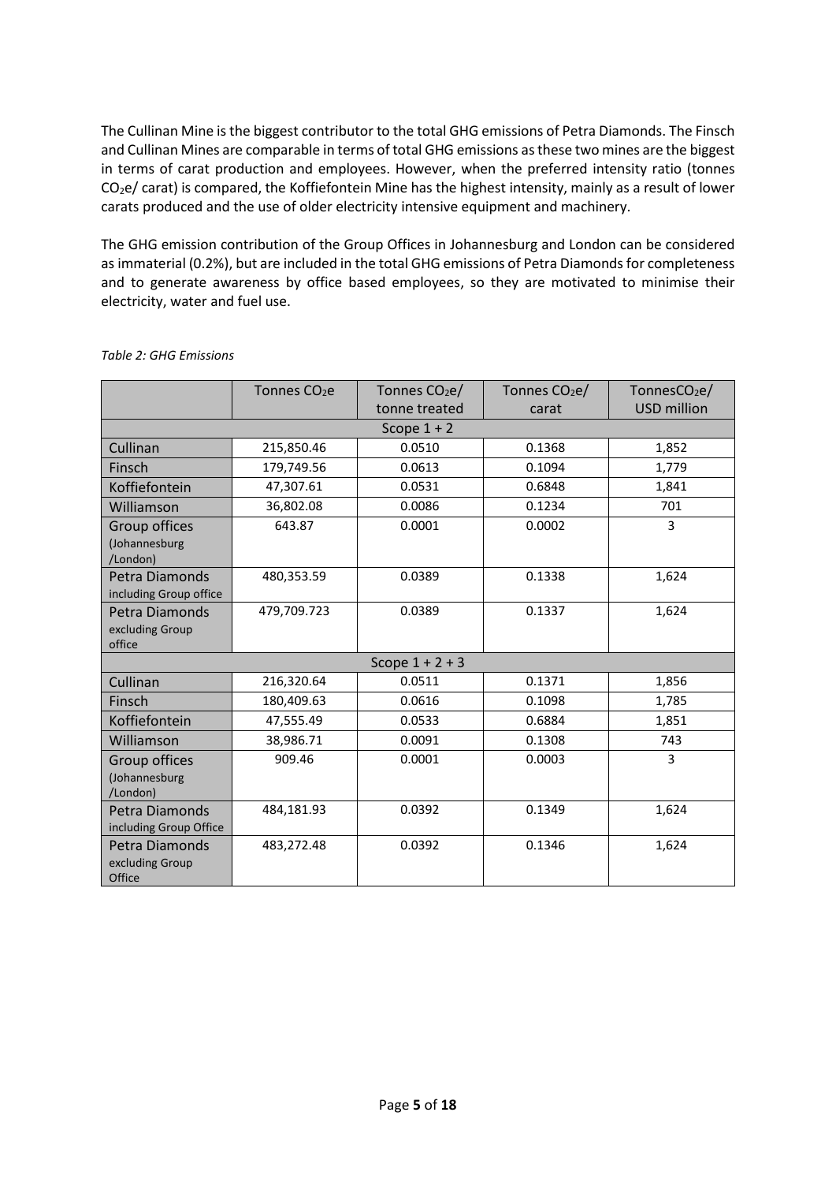The Cullinan Mine is the biggest contributor to the total GHG emissions of Petra Diamonds. The Finsch and Cullinan Mines are comparable in terms of total GHG emissions as these two mines are the biggest in terms of carat production and employees. However, when the preferred intensity ratio (tonnes $CO_2$e/ carat) is compared, the Koffiefontein Mine has the highest intensity, mainly as a result of lower carats produced and the use of older electricity intensive equipment and machinery.

The GHG emission contribution of the Group Offices in Johannesburg and London can be considered as immaterial (0.2%), but are included in the total GHG emissions of Petra Diamonds for completeness and to generate awareness by office based employees, so they are motivated to minimise their electricity, water and fuel use.

*Table 2: GHG Emissions*

| | Tonnes $CO_2$e | Tonnes $CO_2$e/ tonne treated | Tonnes $CO_2$e/ carat | Tonnes$CO_2$e/ USD million |
|---|---|---|---|---|
| **Scope 1 + 2** | | | | |
| Cullinan | 215,850.46 | 0.0510 | 0.1368 | 1,852 |
| Finsch | 179,749.56 | 0.0613 | 0.1094 | 1,779 |
| Koffiefontein | 47,307.61 | 0.0531 | 0.6848 | 1,841 |
| Williamson | 36,802.08 | 0.0086 | 0.1234 | 701 |
| Group offices (Johannesburg /London) | 643.87 | 0.0001 | 0.0002 | 3 |
| Petra Diamonds including Group office | 480,353.59 | 0.0389 | 0.1338 | 1,624 |
| Petra Diamonds excluding Group office | 479,709.723 | 0.0389 | 0.1337 | 1,624 |
| **Scope 1 + 2 + 3** | | | | |
| Cullinan | 216,320.64 | 0.0511 | 0.1371 | 1,856 |
| Finsch | 180,409.63 | 0.0616 | 0.1098 | 1,785 |
| Koffiefontein | 47,555.49 | 0.0533 | 0.6884 | 1,851 |
| Williamson | 38,986.71 | 0.0091 | 0.1308 | 743 |
| Group offices (Johannesburg /London) | 909.46 | 0.0001 | 0.0003 | 3 |
| Petra Diamonds including Group Office | 484,181.93 | 0.0392 | 0.1349 | 1,624 |
| Petra Diamonds excluding Group Office | 483,272.48 | 0.0392 | 0.1346 | 1,624 |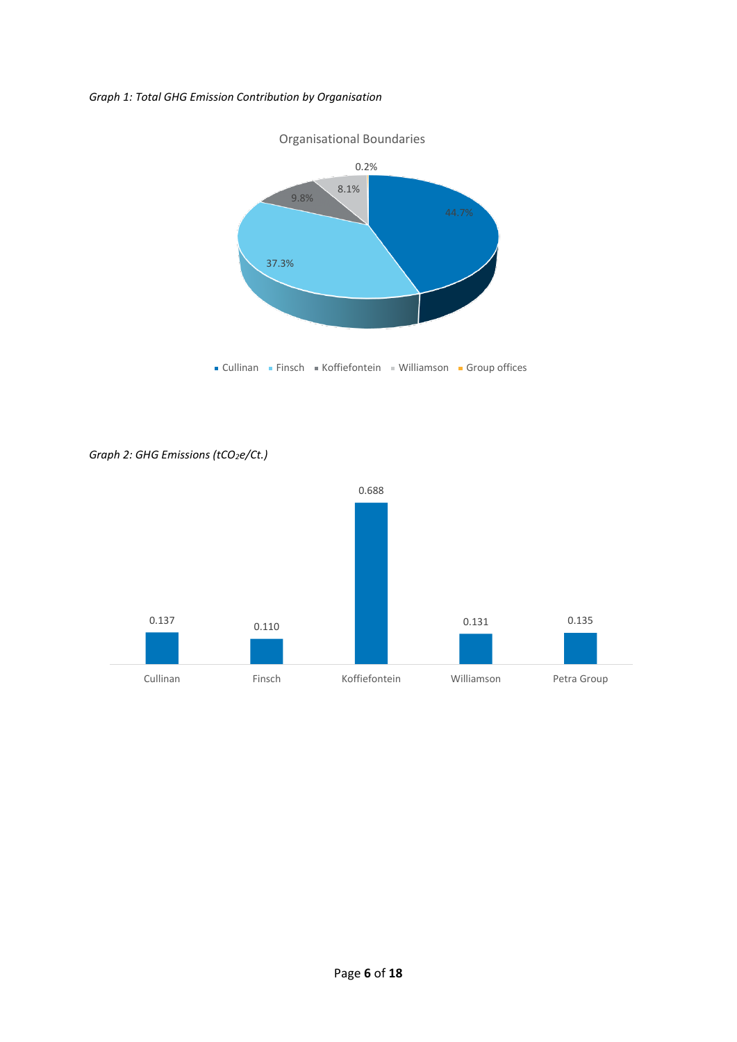*Graph 1: Total GHG Emission Contribution by Organisation*

Organisational Boundaries

| Organisation | Contribution |
|---|---|
| Cullinan | 44.7% |
| Finsch | 37.3% |
| Koffiefontein | 9.8% |
| Williamson | 8.1% |
| Group offices | 0.2% |

*Graph 2: GHG Emissions ($tCO_2e/Ct.$)*

| Organisation | $tCO_2e/Ct.$ |
|---|---|
| Cullinan | 0.137 |
| Finsch | 0.110 |
| Koffiefontein | 0.688 |
| Williamson | 0.131 |
| Petra Group | 0.135 |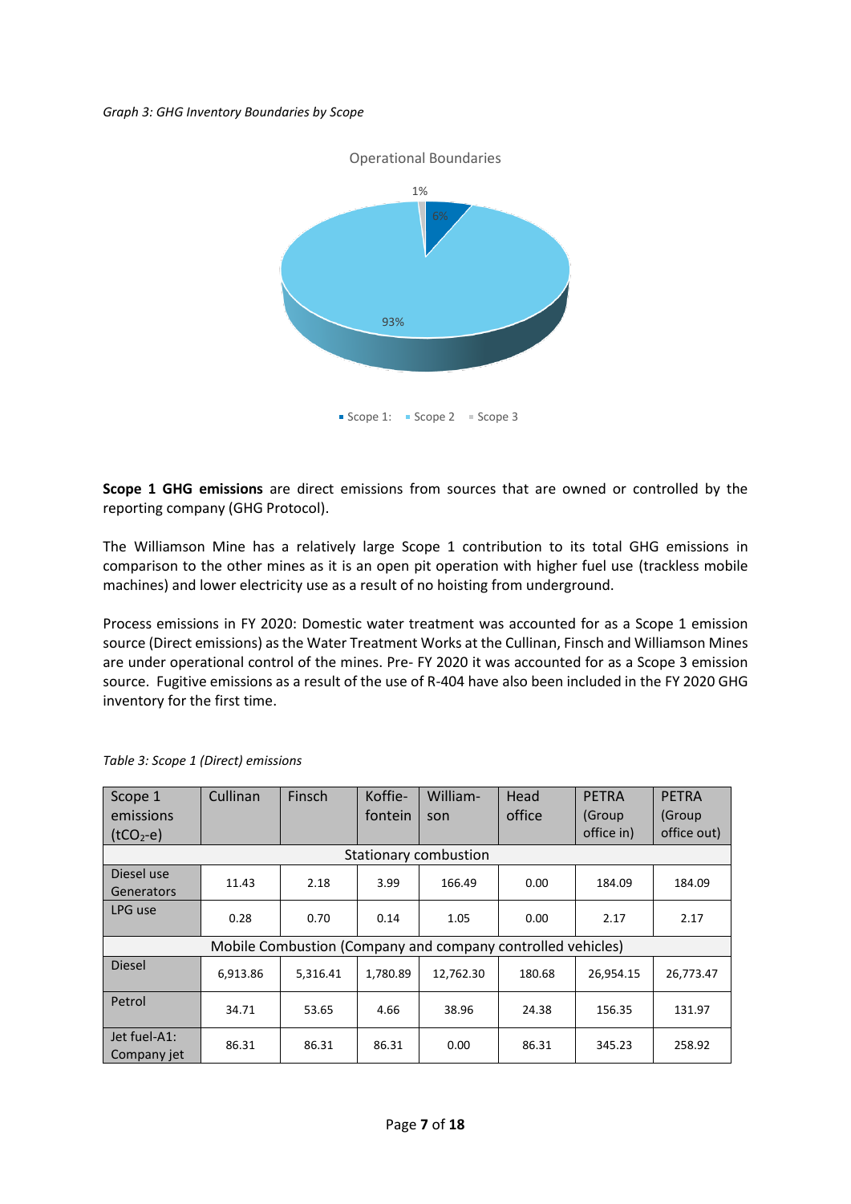*Graph 3: GHG Inventory Boundaries by Scope*

Operational Boundaries

1%

6%

93%

Scope 1: Scope 2 Scope 3

**Scope 1 GHG emissions** are direct emissions from sources that are owned or controlled by the reporting company (GHG Protocol).

The Williamson Mine has a relatively large Scope 1 contribution to its total GHG emissions in comparison to the other mines as it is an open pit operation with higher fuel use (trackless mobile machines) and lower electricity use as a result of no hoisting from underground.

Process emissions in FY 2020: Domestic water treatment was accounted for as a Scope 1 emission source (Direct emissions) as the Water Treatment Works at the Cullinan, Finsch and Williamson Mines are under operational control of the mines. Pre- FY 2020 it was accounted for as a Scope 3 emission source. Fugitive emissions as a result of the use of R-404 have also been included in the FY 2020 GHG inventory for the first time.

*Table 3: Scope 1 (Direct) emissions*

| Scope 1 emissions ($tCO_2$-e) | Cullinan | Finsch | Koffie-fontein | William-son | Head office | PETRA (Group office in) | PETRA (Group office out) |
|---|---|---|---|---|---|---|---|
| Stationary combustion | | | | | | | |
| Diesel use Generators | 11.43 | 2.18 | 3.99 | 166.49 | 0.00 | 184.09 | 184.09 |
| LPG use | 0.28 | 0.70 | 0.14 | 1.05 | 0.00 | 2.17 | 2.17 |
| Mobile Combustion (Company and company controlled vehicles) | | | | | | | |
| Diesel | 6,913.86 | 5,316.41 | 1,780.89 | 12,762.30 | 180.68 | 26,954.15 | 26,773.47 |
| Petrol | 34.71 | 53.65 | 4.66 | 38.96 | 24.38 | 156.35 | 131.97 |
| Jet fuel-A1: Company jet | 86.31 | 86.31 | 86.31 | 0.00 | 86.31 | 345.23 | 258.92 |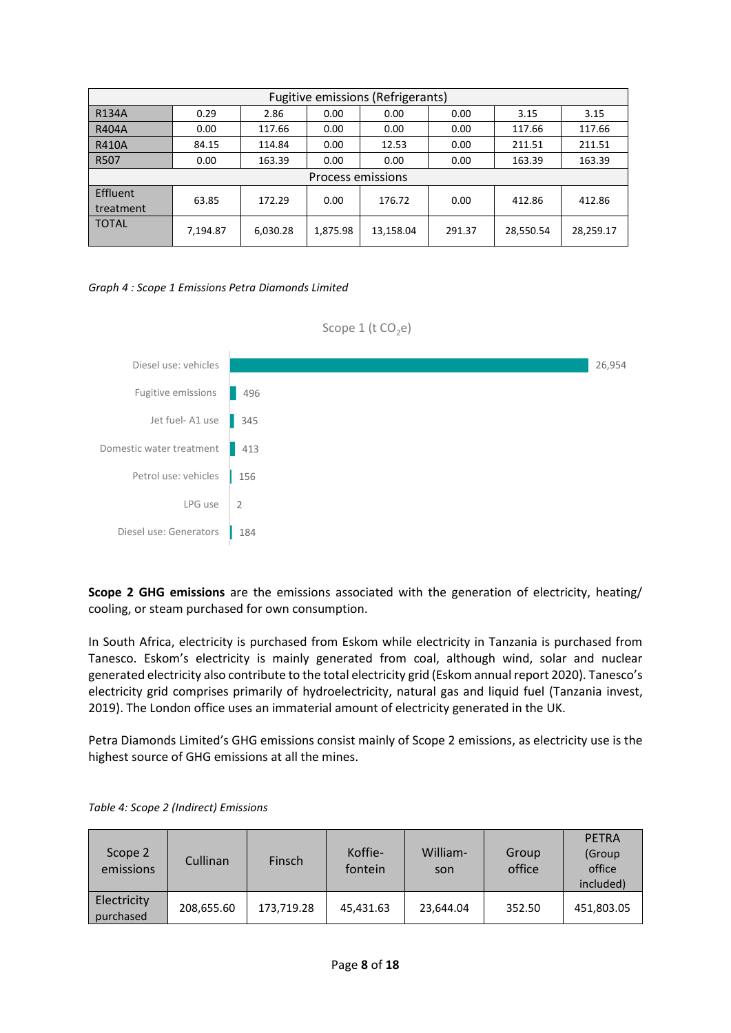| Fugitive emissions (Refrigerants) | | | | | | | |
|---|---|---|---|---|---|---|---|
| R134A | 0.29 | 2.86 | 0.00 | 0.00 | 0.00 | 3.15 | 3.15 |
| R404A | 0.00 | 117.66 | 0.00 | 0.00 | 0.00 | 117.66 | 117.66 |
| R410A | 84.15 | 114.84 | 0.00 | 12.53 | 0.00 | 211.51 | 211.51 |
| R507 | 0.00 | 163.39 | 0.00 | 0.00 | 0.00 | 163.39 | 163.39 |
| Process emissions | | | | | | | |
| Effluent treatment | 63.85 | 172.29 | 0.00 | 176.72 | 0.00 | 412.86 | 412.86 |
| TOTAL | 7,194.87 | 6,030.28 | 1,875.98 | 13,158.04 | 291.37 | 28,550.54 | 28,259.17 |

*Graph 4 : Scope 1 Emissions Petra Diamonds Limited*

Scope 1 (t $CO_2$e)

| Source | t $CO_2$e |
|---|---|
| Diesel use: vehicles | 26,954 |
| Fugitive emissions | 496 |
| Jet fuel- A1 use | 345 |
| Domestic water treatment | 413 |
| Petrol use: vehicles | 156 |
| LPG use | 2 |
| Diesel use: Generators | 184 |

**Scope 2 GHG emissions** are the emissions associated with the generation of electricity, heating/ cooling, or steam purchased for own consumption.

In South Africa, electricity is purchased from Eskom while electricity in Tanzania is purchased from Tanesco. Eskom's electricity is mainly generated from coal, although wind, solar and nuclear generated electricity also contribute to the total electricity grid (Eskom annual report 2020). Tanesco's electricity grid comprises primarily of hydroelectricity, natural gas and liquid fuel (Tanzania invest, 2019). The London office uses an immaterial amount of electricity generated in the UK.

Petra Diamonds Limited's GHG emissions consist mainly of Scope 2 emissions, as electricity use is the highest source of GHG emissions at all the mines.

*Table 4: Scope 2 (Indirect) Emissions*

| Scope 2 emissions | Cullinan | Finsch | Koffie-fontein | William-son | Group office | PETRA (Group office included) |
|---|---|---|---|---|---|---|
| Electricity purchased | 208,655.60 | 173,719.28 | 45,431.63 | 23,644.04 | 352.50 | 451,803.05 |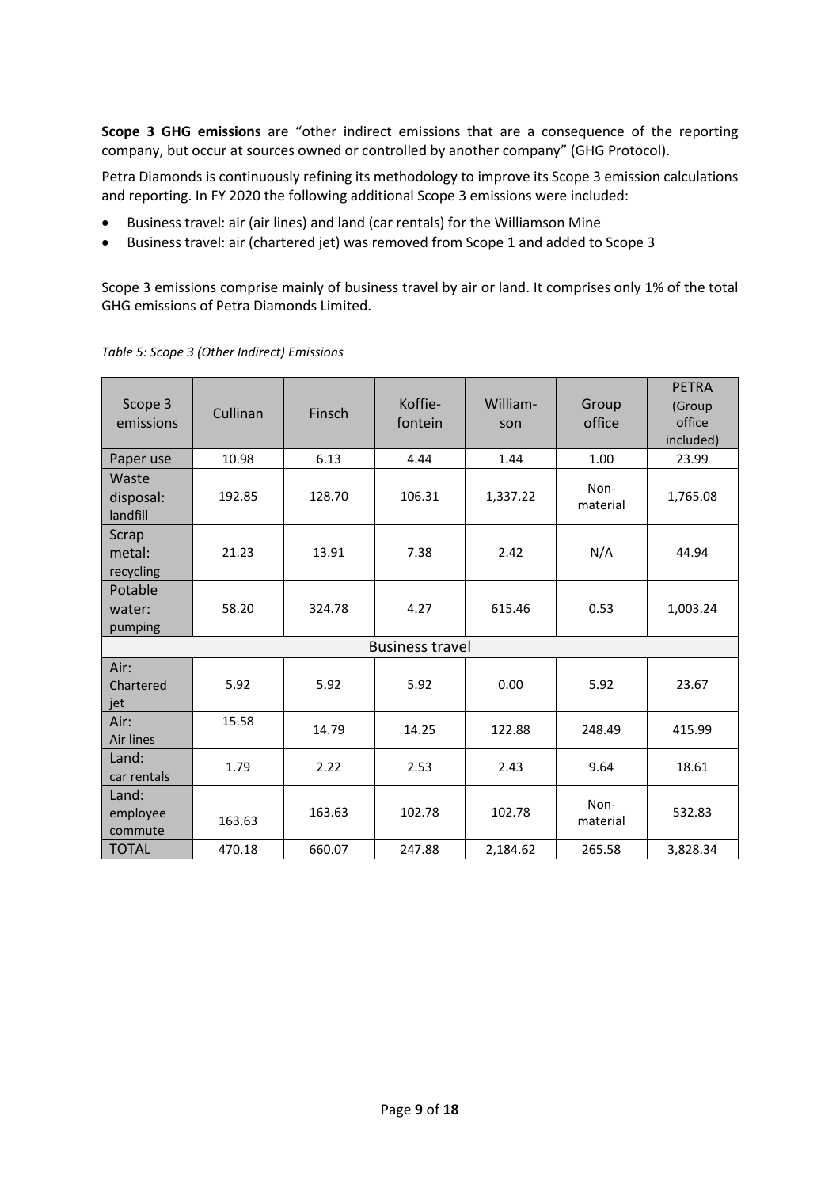**Scope 3 GHG emissions** are "other indirect emissions that are a consequence of the reporting company, but occur at sources owned or controlled by another company" (GHG Protocol).

Petra Diamonds is continuously refining its methodology to improve its Scope 3 emission calculations and reporting. In FY 2020 the following additional Scope 3 emissions were included:

- Business travel: air (air lines) and land (car rentals) for the Williamson Mine
- Business travel: air (chartered jet) was removed from Scope 1 and added to Scope 3

Scope 3 emissions comprise mainly of business travel by air or land. It comprises only 1% of the total GHG emissions of Petra Diamonds Limited.

*Table 5: Scope 3 (Other Indirect) Emissions*

| Scope 3 emissions | Cullinan | Finsch | Koffie-fontein | William-son | Group office | PETRA (Group office included) |
|---|---|---|---|---|---|---|
| Paper use | 10.98 | 6.13 | 4.44 | 1.44 | 1.00 | 23.99 |
| Waste disposal: landfill | 192.85 | 128.70 | 106.31 | 1,337.22 | Non-material | 1,765.08 |
| Scrap metal: recycling | 21.23 | 13.91 | 7.38 | 2.42 | N/A | 44.94 |
| Potable water: pumping | 58.20 | 324.78 | 4.27 | 615.46 | 0.53 | 1,003.24 |
| Business travel | | | | | | |
| Air: Chartered jet | 5.92 | 5.92 | 5.92 | 0.00 | 5.92 | 23.67 |
| Air: Air lines | 15.58 | 14.79 | 14.25 | 122.88 | 248.49 | 415.99 |
| Land: car rentals | 1.79 | 2.22 | 2.53 | 2.43 | 9.64 | 18.61 |
| Land: employee commute | 163.63 | 163.63 | 102.78 | 102.78 | Non-material | 532.83 |
| TOTAL | 470.18 | 660.07 | 247.88 | 2,184.62 | 265.58 | 3,828.34 |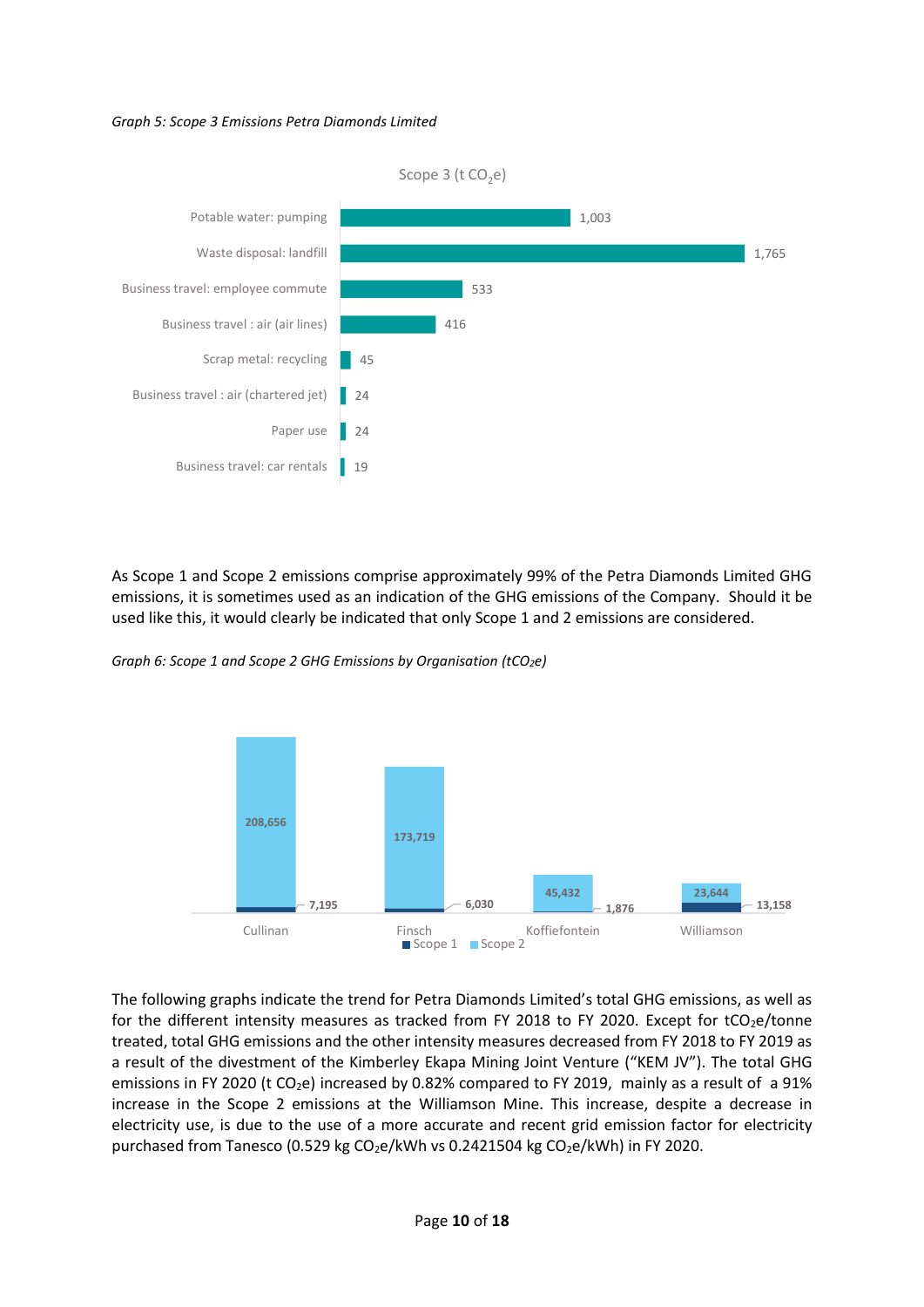*Graph 5: Scope 3 Emissions Petra Diamonds Limited*

Scope 3 (t $CO_2e$)

| Category | t $CO_2e$ |
|---|---|
| Potable water: pumping | 1,003 |
| Waste disposal: landfill | 1,765 |
| Business travel: employee commute | 533 |
| Business travel : air (air lines) | 416 |
| Scrap metal: recycling | 45 |
| Business travel : air (chartered jet) | 24 |
| Paper use | 24 |
| Business travel: car rentals | 19 |

As Scope 1 and Scope 2 emissions comprise approximately 99% of the Petra Diamonds Limited GHG emissions, it is sometimes used as an indication of the GHG emissions of the Company. Should it be used like this, it would clearly be indicated that only Scope 1 and 2 emissions are considered.

*Graph 6: Scope 1 and Scope 2 GHG Emissions by Organisation ($tCO_2e$)*

| Organisation | Scope 1 | Scope 2 |
|---|---|---|
| Cullinan | 7,195 | 208,656 |
| Finsch | 6,030 | 173,719 |
| Koffiefontein | 1,876 | 45,432 |
| Williamson | 13,158 | 23,644 |

The following graphs indicate the trend for Petra Diamonds Limited's total GHG emissions, as well as for the different intensity measures as tracked from FY 2018 to FY 2020. Except for $tCO_2e$/tonne treated, total GHG emissions and the other intensity measures decreased from FY 2018 to FY 2019 as a result of the divestment of the Kimberley Ekapa Mining Joint Venture ("KEM JV"). The total GHG emissions in FY 2020 (t $CO_2e$) increased by 0.82% compared to FY 2019, mainly as a result of a 91% increase in the Scope 2 emissions at the Williamson Mine. This increase, despite a decrease in electricity use, is due to the use of a more accurate and recent grid emission factor for electricity purchased from Tanesco (0.529 kg $CO_2e$/kWh vs 0.2421504 kg $CO_2e$/kWh) in FY 2020.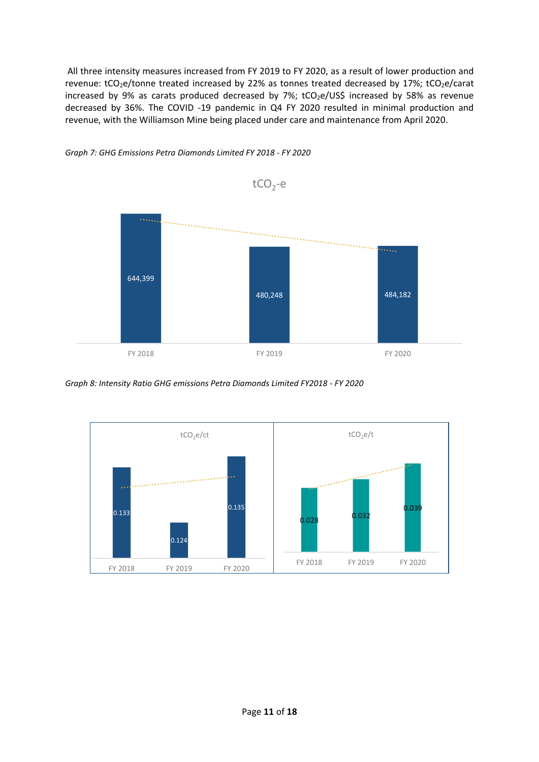All three intensity measures increased from FY 2019 to FY 2020, as a result of lower production and revenue: $tCO_2e$/tonne treated increased by 22% as tonnes treated decreased by 17%; $tCO_2e$/carat increased by 9% as carats produced decreased by 7%; $tCO_2e$/US$ increased by 58% as revenue decreased by 36%. The COVID -19 pandemic in Q4 FY 2020 resulted in minimal production and revenue, with the Williamson Mine being placed under care and maintenance from April 2020.

*Graph 7: GHG Emissions Petra Diamonds Limited FY 2018 - FY 2020*

$tCO_2$-e

| | FY 2018 | FY 2019 | FY 2020 |
|---|---|---|---|
| $tCO_2$-e | 644,399 | 480,248 | 484,182 |

*Graph 8: Intensity Ratio GHG emissions Petra Diamonds Limited FY2018 - FY 2020*

| | FY 2018 | FY 2019 | FY 2020 |
|---|---|---|---|
| $tCO_2e$/ct | 0.133 | 0.124 | 0.135 |
| $tCO_2e$/t | 0.028 | 0.032 | 0.039 |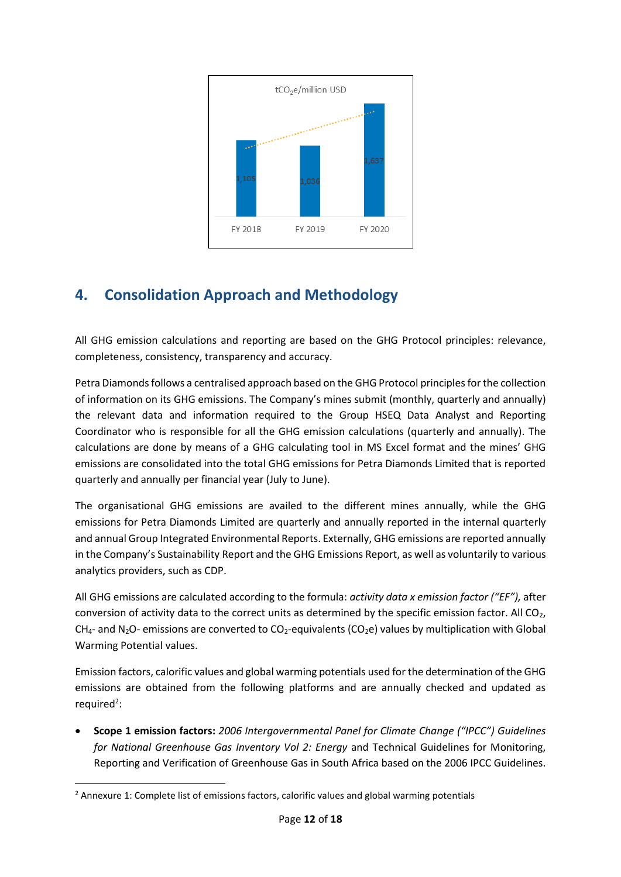tCO$_2$e/million USD

| | FY 2018 | FY 2019 | FY 2020 |
|---|---|---|---|
| tCO$_2$e/million USD | 1,105 | 1,036 | 1,637 |

## 4. Consolidation Approach and Methodology

All GHG emission calculations and reporting are based on the GHG Protocol principles: relevance, completeness, consistency, transparency and accuracy.

Petra Diamonds follows a centralised approach based on the GHG Protocol principles for the collection of information on its GHG emissions. The Company's mines submit (monthly, quarterly and annually) the relevant data and information required to the Group HSEQ Data Analyst and Reporting Coordinator who is responsible for all the GHG emission calculations (quarterly and annually). The calculations are done by means of a GHG calculating tool in MS Excel format and the mines' GHG emissions are consolidated into the total GHG emissions for Petra Diamonds Limited that is reported quarterly and annually per financial year (July to June).

The organisational GHG emissions are availed to the different mines annually, while the GHG emissions for Petra Diamonds Limited are quarterly and annually reported in the internal quarterly and annual Group Integrated Environmental Reports. Externally, GHG emissions are reported annually in the Company's Sustainability Report and the GHG Emissions Report, as well as voluntarily to various analytics providers, such as CDP.

All GHG emissions are calculated according to the formula: *activity data x emission factor ("EF"),* after conversion of activity data to the correct units as determined by the specific emission factor. All $CO_2$, $CH_4$- and $N_2O$- emissions are converted to $CO_2$-equivalents ($CO_2e$) values by multiplication with Global Warming Potential values.

Emission factors, calorific values and global warming potentials used for the determination of the GHG emissions are obtained from the following platforms and are annually checked and updated as required[2]:

- **Scope 1 emission factors:** *2006 Intergovernmental Panel for Climate Change ("IPCC") Guidelines for National Greenhouse Gas Inventory Vol 2: Energy* and Technical Guidelines for Monitoring, Reporting and Verification of Greenhouse Gas in South Africa based on the 2006 IPCC Guidelines.

[2] Annexure 1: Complete list of emissions factors, calorific values and global warming potentials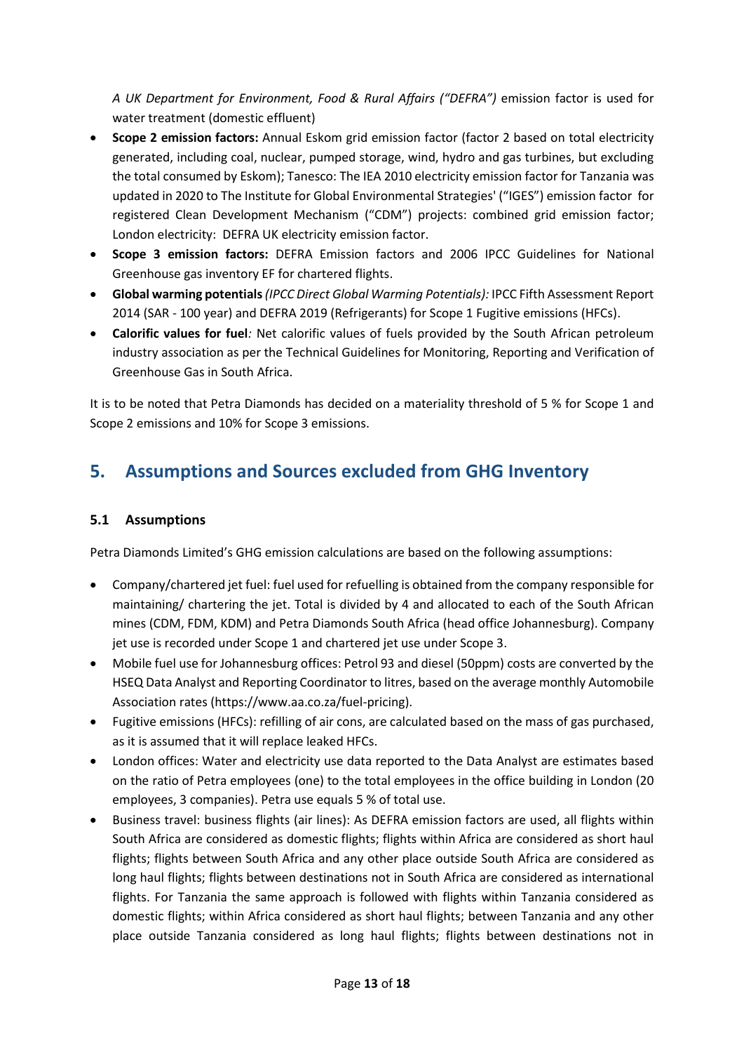*A UK Department for Environment, Food & Rural Affairs ("DEFRA")* emission factor is used for water treatment (domestic effluent)

- **Scope 2 emission factors:** Annual Eskom grid emission factor (factor 2 based on total electricity generated, including coal, nuclear, pumped storage, wind, hydro and gas turbines, but excluding the total consumed by Eskom); Tanesco: The IEA 2010 electricity emission factor for Tanzania was updated in 2020 to The Institute for Global Environmental Strategies' ("IGES") emission factor for registered Clean Development Mechanism ("CDM") projects: combined grid emission factor; London electricity: DEFRA UK electricity emission factor.
- **Scope 3 emission factors:** DEFRA Emission factors and 2006 IPCC Guidelines for National Greenhouse gas inventory EF for chartered flights.
- **Global warming potentials** *(IPCC Direct Global Warming Potentials):* IPCC Fifth Assessment Report 2014 (SAR - 100 year) and DEFRA 2019 (Refrigerants) for Scope 1 Fugitive emissions (HFCs).
- **Calorific values for fuel***:* Net calorific values of fuels provided by the South African petroleum industry association as per the Technical Guidelines for Monitoring, Reporting and Verification of Greenhouse Gas in South Africa.

It is to be noted that Petra Diamonds has decided on a materiality threshold of 5 % for Scope 1 and Scope 2 emissions and 10% for Scope 3 emissions.

## 5. Assumptions and Sources excluded from GHG Inventory

### 5.1 Assumptions

Petra Diamonds Limited's GHG emission calculations are based on the following assumptions:

- Company/chartered jet fuel: fuel used for refuelling is obtained from the company responsible for maintaining/ chartering the jet. Total is divided by 4 and allocated to each of the South African mines (CDM, FDM, KDM) and Petra Diamonds South Africa (head office Johannesburg). Company jet use is recorded under Scope 1 and chartered jet use under Scope 3.
- Mobile fuel use for Johannesburg offices: Petrol 93 and diesel (50ppm) costs are converted by the HSEQ Data Analyst and Reporting Coordinator to litres, based on the average monthly Automobile Association rates (https://www.aa.co.za/fuel-pricing).
- Fugitive emissions (HFCs): refilling of air cons, are calculated based on the mass of gas purchased, as it is assumed that it will replace leaked HFCs.
- London offices: Water and electricity use data reported to the Data Analyst are estimates based on the ratio of Petra employees (one) to the total employees in the office building in London (20 employees, 3 companies). Petra use equals 5 % of total use.
- Business travel: business flights (air lines): As DEFRA emission factors are used, all flights within South Africa are considered as domestic flights; flights within Africa are considered as short haul flights; flights between South Africa and any other place outside South Africa are considered as long haul flights; flights between destinations not in South Africa are considered as international flights. For Tanzania the same approach is followed with flights within Tanzania considered as domestic flights; within Africa considered as short haul flights; between Tanzania and any other place outside Tanzania considered as long haul flights; flights between destinations not in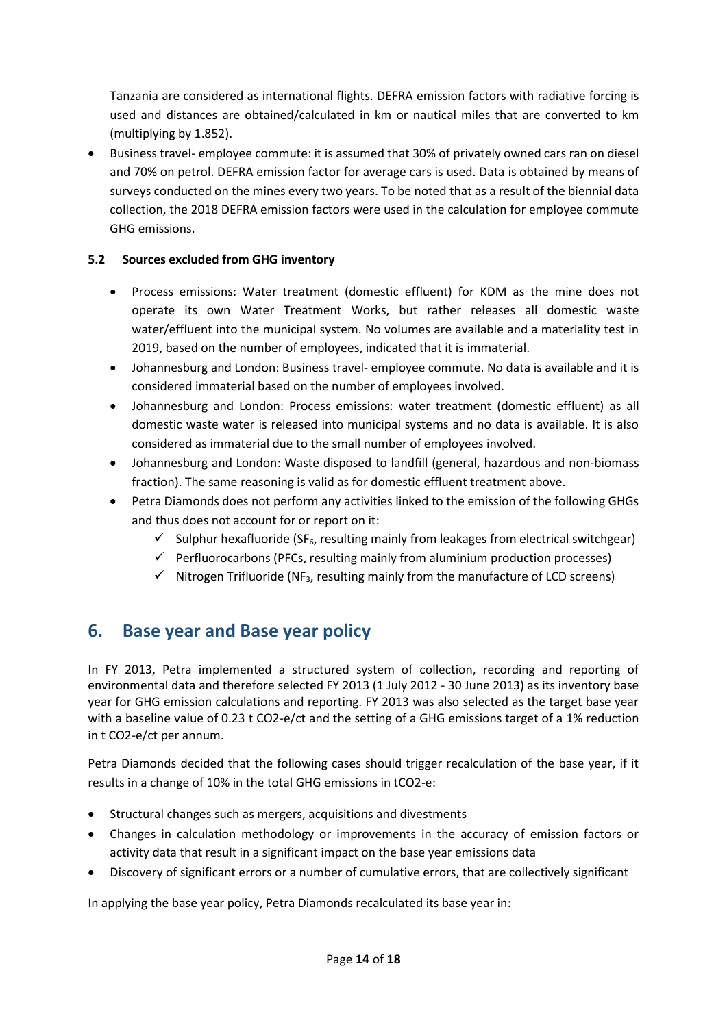Tanzania are considered as international flights. DEFRA emission factors with radiative forcing is used and distances are obtained/calculated in km or nautical miles that are converted to km (multiplying by 1.852).

- Business travel- employee commute: it is assumed that 30% of privately owned cars ran on diesel and 70% on petrol. DEFRA emission factor for average cars is used. Data is obtained by means of surveys conducted on the mines every two years. To be noted that as a result of the biennial data collection, the 2018 DEFRA emission factors were used in the calculation for employee commute GHG emissions.

### 5.2 Sources excluded from GHG inventory

- Process emissions: Water treatment (domestic effluent) for KDM as the mine does not operate its own Water Treatment Works, but rather releases all domestic waste water/effluent into the municipal system. No volumes are available and a materiality test in 2019, based on the number of employees, indicated that it is immaterial.
- Johannesburg and London: Business travel- employee commute. No data is available and it is considered immaterial based on the number of employees involved.
- Johannesburg and London: Process emissions: water treatment (domestic effluent) as all domestic waste water is released into municipal systems and no data is available. It is also considered as immaterial due to the small number of employees involved.
- Johannesburg and London: Waste disposed to landfill (general, hazardous and non-biomass fraction). The same reasoning is valid as for domestic effluent treatment above.
- Petra Diamonds does not perform any activities linked to the emission of the following GHGs and thus does not account for or report on it:
  - ✓ Sulphur hexafluoride ($SF_6$, resulting mainly from leakages from electrical switchgear)
  - ✓ Perfluorocarbons (PFCs, resulting mainly from aluminium production processes)
  - ✓ Nitrogen Trifluoride ($NF_3$, resulting mainly from the manufacture of LCD screens)

## 6. Base year and Base year policy

In FY 2013, Petra implemented a structured system of collection, recording and reporting of environmental data and therefore selected FY 2013 (1 July 2012 - 30 June 2013) as its inventory base year for GHG emission calculations and reporting. FY 2013 was also selected as the target base year with a baseline value of 0.23 t CO2-e/ct and the setting of a GHG emissions target of a 1% reduction in t CO2-e/ct per annum.

Petra Diamonds decided that the following cases should trigger recalculation of the base year, if it results in a change of 10% in the total GHG emissions in tCO2-e:

- Structural changes such as mergers, acquisitions and divestments
- Changes in calculation methodology or improvements in the accuracy of emission factors or activity data that result in a significant impact on the base year emissions data
- Discovery of significant errors or a number of cumulative errors, that are collectively significant

In applying the base year policy, Petra Diamonds recalculated its base year in: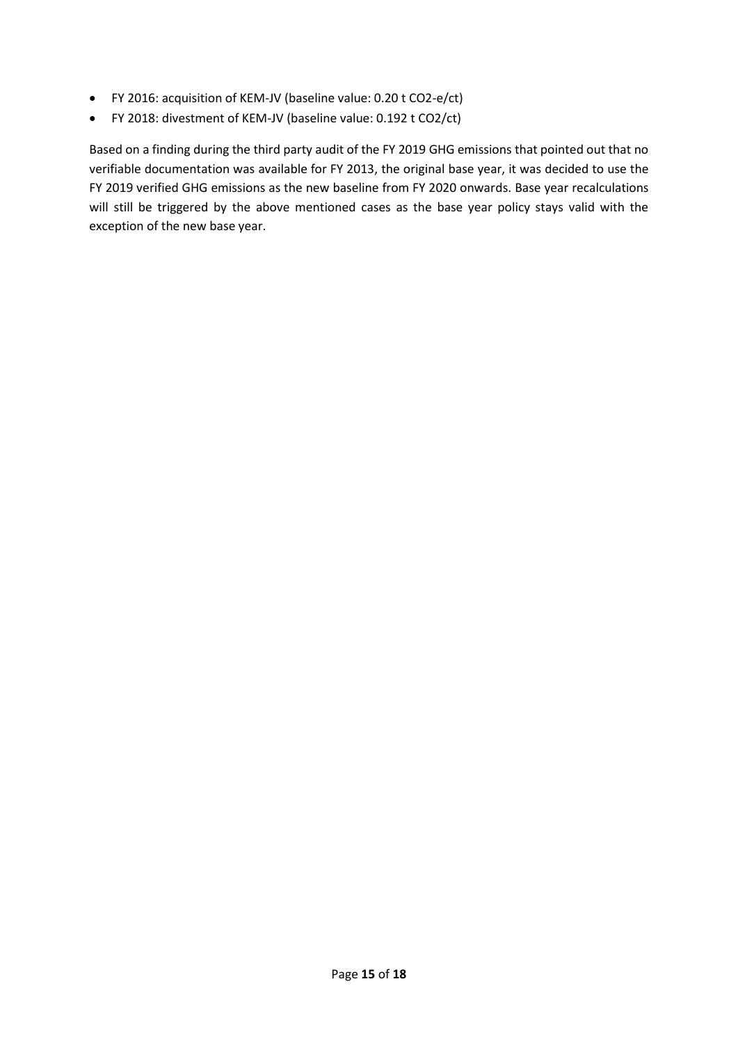- FY 2016: acquisition of KEM-JV (baseline value: 0.20 t $CO_2$-e/ct)
- FY 2018: divestment of KEM-JV (baseline value: 0.192 t $CO_2$/ct)

Based on a finding during the third party audit of the FY 2019 GHG emissions that pointed out that no verifiable documentation was available for FY 2013, the original base year, it was decided to use the FY 2019 verified GHG emissions as the new baseline from FY 2020 onwards. Base year recalculations will still be triggered by the above mentioned cases as the base year policy stays valid with the exception of the new base year.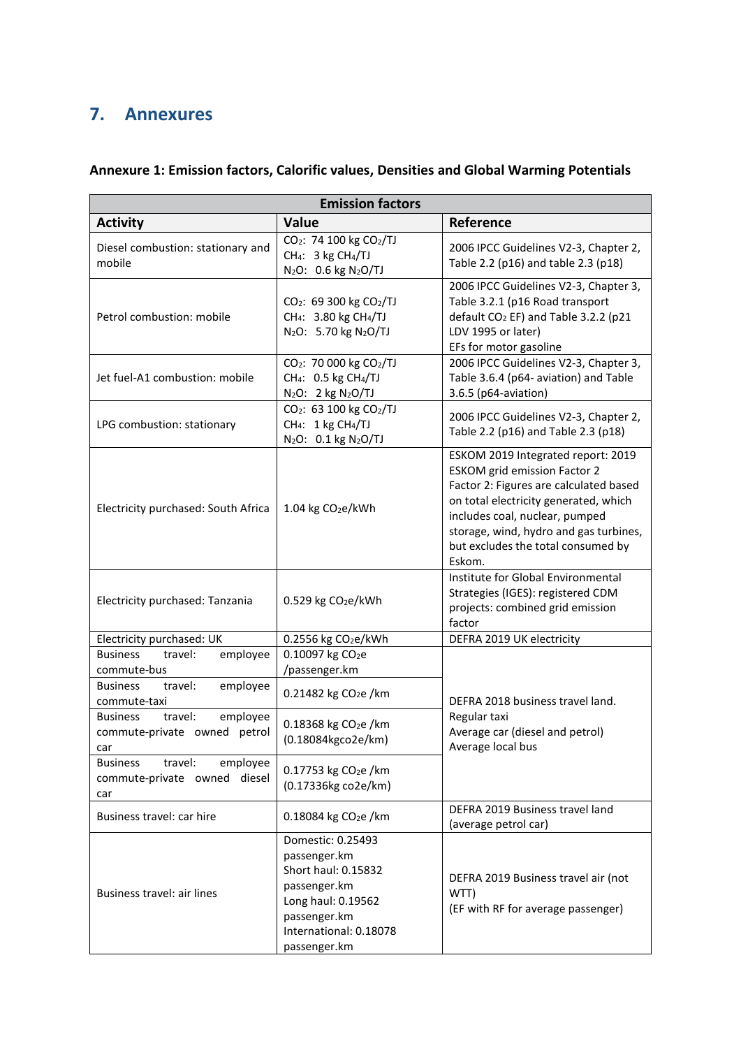# 7. Annexures

### Annexure 1: Emission factors, Calorific values, Densities and Global Warming Potentials

| Emission factors | | |
|---|---|---|
| **Activity** | **Value** | **Reference** |
| Diesel combustion: stationary and mobile | $CO_2$: 74 100 kg $CO_2$/TJ<br>$CH_4$: 3 kg $CH_4$/TJ<br>$N_2O$: 0.6 kg $N_2O$/TJ | 2006 IPCC Guidelines V2-3, Chapter 2, Table 2.2 (p16) and table 2.3 (p18) |
| Petrol combustion: mobile | $CO_2$: 69 300 kg $CO_2$/TJ<br>$CH_4$: 3.80 kg $CH_4$/TJ<br>$N_2O$: 5.70 kg $N_2O$/TJ | 2006 IPCC Guidelines V2-3, Chapter 3, Table 3.2.1 (p16 Road transport default $CO_2$ EF) and Table 3.2.2 (p21 LDV 1995 or later)<br>EFs for motor gasoline |
| Jet fuel-A1 combustion: mobile | $CO_2$: 70 000 kg $CO_2$/TJ<br>$CH_4$: 0.5 kg $CH_4$/TJ<br>$N_2O$: 2 kg $N_2O$/TJ | 2006 IPCC Guidelines V2-3, Chapter 3, Table 3.6.4 (p64- aviation) and Table 3.6.5 (p64-aviation) |
| LPG combustion: stationary | $CO_2$: 63 100 kg $CO_2$/TJ<br>$CH_4$: 1 kg $CH_4$/TJ<br>$N_2O$: 0.1 kg $N_2O$/TJ | 2006 IPCC Guidelines V2-3, Chapter 2, Table 2.2 (p16) and Table 2.3 (p18) |
| Electricity purchased: South Africa | 1.04 kg $CO_2$e/kWh | ESKOM 2019 Integrated report: 2019 ESKOM grid emission Factor 2<br>Factor 2: Figures are calculated based on total electricity generated, which includes coal, nuclear, pumped storage, wind, hydro and gas turbines, but excludes the total consumed by Eskom. |
| Electricity purchased: Tanzania | 0.529 kg $CO_2$e/kWh | Institute for Global Environmental Strategies (IGES): registered CDM projects: combined grid emission factor |
| Electricity purchased: UK | 0.2556 kg $CO_2$e/kWh | DEFRA 2019 UK electricity |
| Business travel: employee commute-bus | 0.10097 kg $CO_2$e /passenger.km | DEFRA 2018 business travel land.<br>Regular taxi<br>Average car (diesel and petrol)<br>Average local bus |
| Business travel: employee commute-taxi | 0.21482 kg $CO_2$e /km | |
| Business travel: employee commute-private owned petrol car | 0.18368 kg $CO_2$e /km (0.18084kgco2e/km) | |
| Business travel: employee commute-private owned diesel car | 0.17753 kg $CO_2$e /km (0.17336kg co2e/km) | |
| Business travel: car hire | 0.18084 kg $CO_2$e /km | DEFRA 2019 Business travel land (average petrol car) |
| Business travel: air lines | Domestic: 0.25493 passenger.km<br>Short haul: 0.15832 passenger.km<br>Long haul: 0.19562 passenger.km<br>International: 0.18078 passenger.km | DEFRA 2019 Business travel air (not WTT)<br>(EF with RF for average passenger) |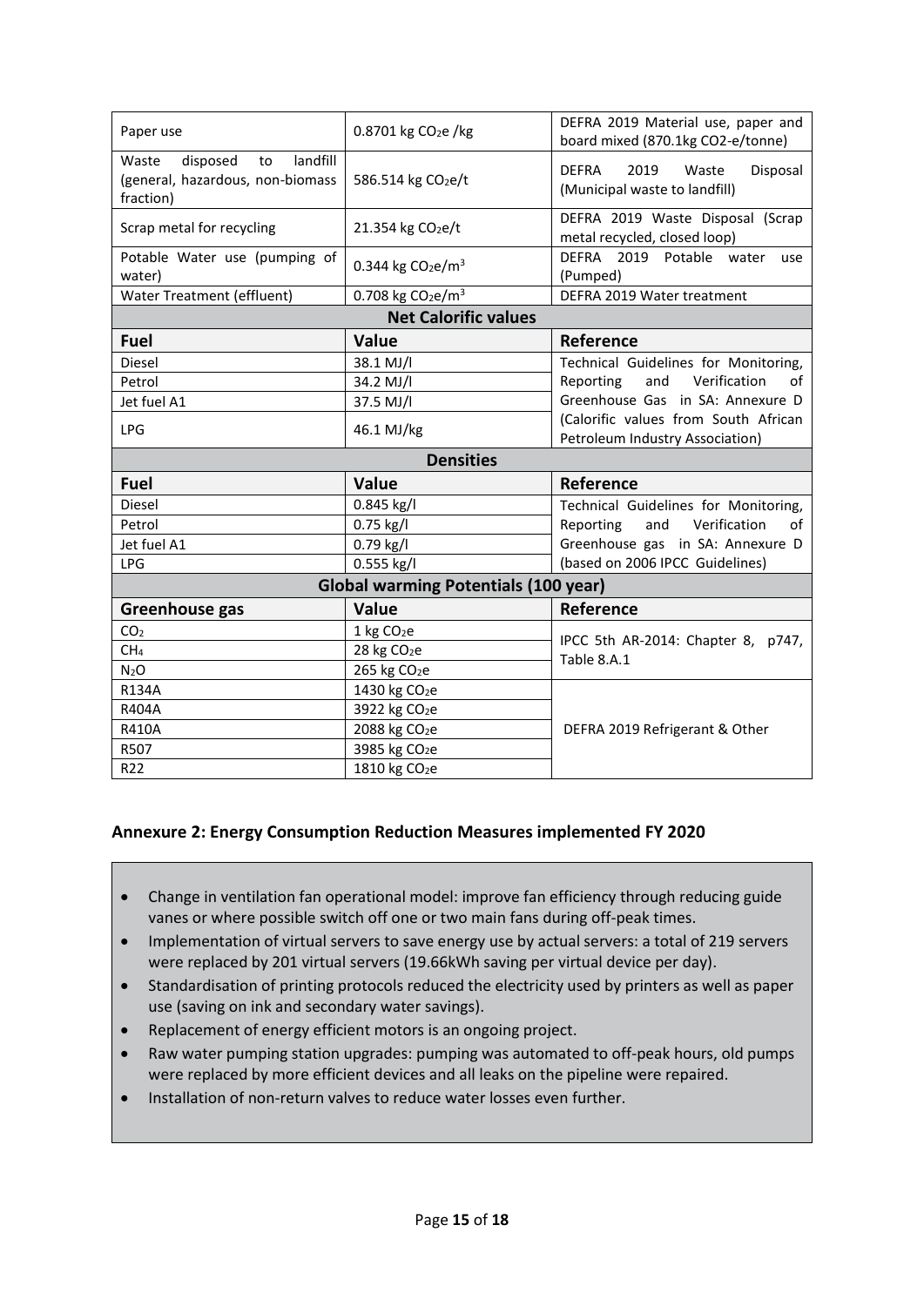| | | |
|---|---|---|
| Paper use | 0.8701 kg $CO_2e$ /kg | DEFRA 2019 Material use, paper and board mixed (870.1kg CO2-e/tonne) |
| Waste disposed to landfill (general, hazardous, non-biomass fraction) | 586.514 kg $CO_2e$/t | DEFRA 2019 Waste Disposal (Municipal waste to landfill) |
| Scrap metal for recycling | 21.354 kg $CO_2e$/t | DEFRA 2019 Waste Disposal (Scrap metal recycled, closed loop) |
| Potable Water use (pumping of water) | 0.344 kg $CO_2e/m^3$ | DEFRA 2019 Potable water use (Pumped) |
| Water Treatment (effluent) | 0.708 kg $CO_2e/m^3$ | DEFRA 2019 Water treatment |
| **Net Calorific values** | | |
| **Fuel** | **Value** | **Reference** |
| Diesel | 38.1 MJ/l | Technical Guidelines for Monitoring, Reporting and Verification of Greenhouse Gas in SA: Annexure D (Calorific values from South African Petroleum Industry Association) |
| Petrol | 34.2 MJ/l | |
| Jet fuel A1 | 37.5 MJ/l | |
| LPG | 46.1 MJ/kg | |
| **Densities** | | |
| **Fuel** | **Value** | **Reference** |
| Diesel | 0.845 kg/l | Technical Guidelines for Monitoring, Reporting and Verification of Greenhouse gas in SA: Annexure D (based on 2006 IPCC Guidelines) |
| Petrol | 0.75 kg/l | |
| Jet fuel A1 | 0.79 kg/l | |
| LPG | 0.555 kg/l | |
| **Global warming Potentials (100 year)** | | |
| **Greenhouse gas** | **Value** | **Reference** |
| $CO_2$ | 1 kg $CO_2e$ | IPCC 5th AR-2014: Chapter 8, p747, Table 8.A.1 |
| $CH_4$ | 28 kg $CO_2e$ | |
| $N_2O$ | 265 kg $CO_2e$ | |
| R134A | 1430 kg $CO_2e$ | DEFRA 2019 Refrigerant & Other |
| R404A | 3922 kg $CO_2e$ | |
| R410A | 2088 kg $CO_2e$ | |
| R507 | 3985 kg $CO_2e$ | |
| R22 | 1810 kg $CO_2e$ | |

## Annexure 2: Energy Consumption Reduction Measures implemented FY 2020

- Change in ventilation fan operational model: improve fan efficiency through reducing guide vanes or where possible switch off one or two main fans during off-peak times.
- Implementation of virtual servers to save energy use by actual servers: a total of 219 servers were replaced by 201 virtual servers (19.66kWh saving per virtual device per day).
- Standardisation of printing protocols reduced the electricity used by printers as well as paper use (saving on ink and secondary water savings).
- Replacement of energy efficient motors is an ongoing project.
- Raw water pumping station upgrades: pumping was automated to off-peak hours, old pumps were replaced by more efficient devices and all leaks on the pipeline were repaired.
- Installation of non-return valves to reduce water losses even further.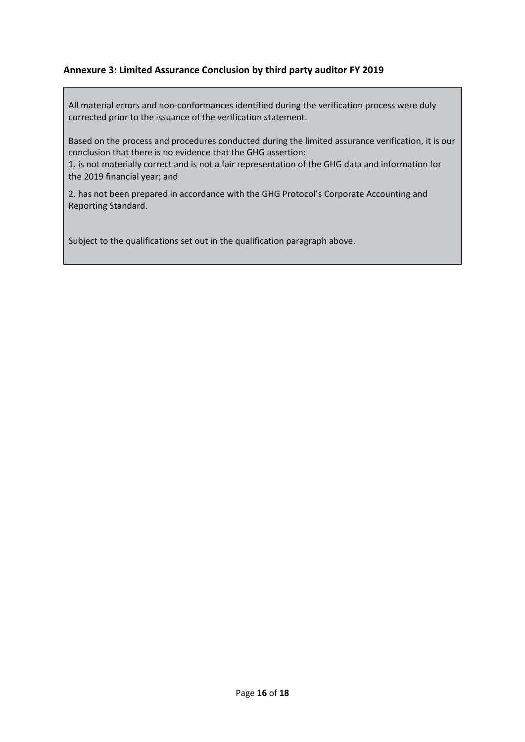### Annexure 3: Limited Assurance Conclusion by third party auditor FY 2019

All material errors and non-conformances identified during the verification process were duly corrected prior to the issuance of the verification statement.

Based on the process and procedures conducted during the limited assurance verification, it is our conclusion that there is no evidence that the GHG assertion:

1. is not materially correct and is not a fair representation of the GHG data and information for the 2019 financial year; and

2. has not been prepared in accordance with the GHG Protocol's Corporate Accounting and Reporting Standard.

Subject to the qualifications set out in the qualification paragraph above.